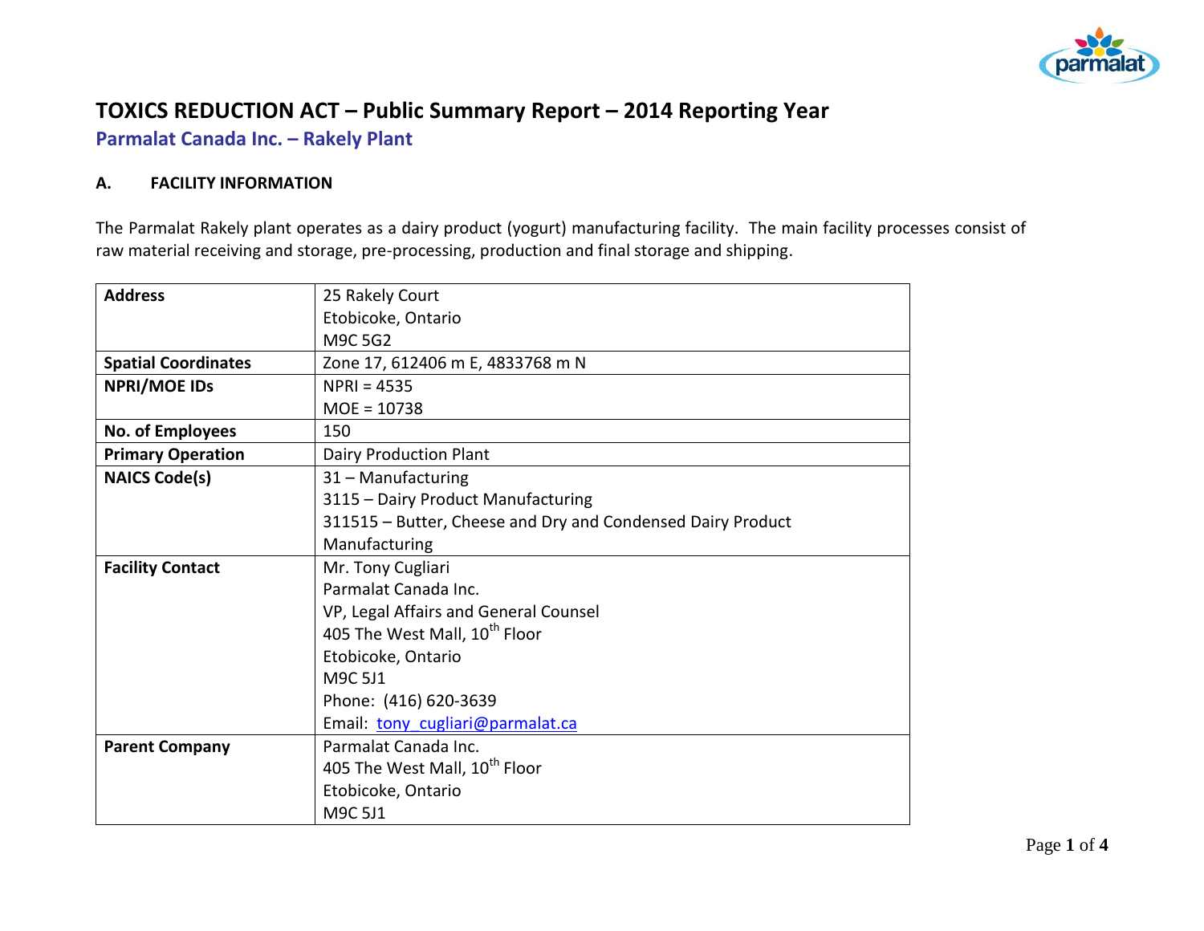# TOXICS REDUCTION ACT – Public Summary Report – 2014 Reporting Year

## Parmalat Canada Inc. – Rakely Plant

### A. FACILITY INFORMATION

The Parmalat Rakely plant operates as a dairy product (yogurt) manufacturing facility. The main facility processes consist of raw material receiving and storage, pre-processing, production and final storage and shipping.

| | |
|---|---|
| **Address** | 25 Rakely Court<br>Etobicoke, Ontario<br>M9C 5G2 |
| **Spatial Coordinates** | Zone 17, 612406 m E, 4833768 m N |
| **NPRI/MOE IDs** | NPRI = 4535<br>MOE = 10738 |
| **No. of Employees** | 150 |
| **Primary Operation** | Dairy Production Plant |
| **NAICS Code(s)** | 31 – Manufacturing<br>3115 – Dairy Product Manufacturing<br>311515 – Butter, Cheese and Dry and Condensed Dairy Product Manufacturing |
| **Facility Contact** | Mr. Tony Cugliari<br>Parmalat Canada Inc.<br>VP, Legal Affairs and General Counsel<br>405 The West Mall, 10th Floor<br>Etobicoke, Ontario<br>M9C 5J1<br>Phone: (416) 620-3639<br>Email: tony_cugliari@parmalat.ca |
| **Parent Company** | Parmalat Canada Inc.<br>405 The West Mall, 10th Floor<br>Etobicoke, Ontario<br>M9C 5J1 |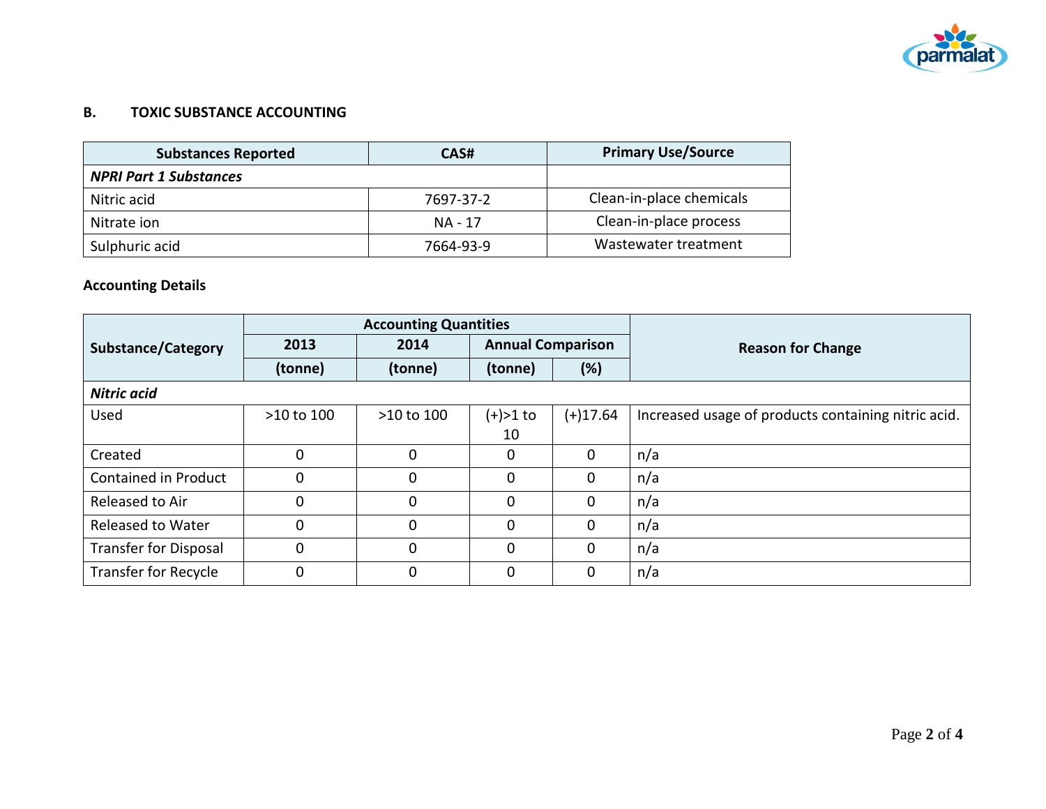## B. TOXIC SUBSTANCE ACCOUNTING

| Substances Reported | CAS# | Primary Use/Source |
|---|---|---|
| ***NPRI Part 1 Substances*** | | |
| Nitric acid | 7697-37-2 | Clean-in-place chemicals |
| Nitrate ion | NA - 17 | Clean-in-place process |
| Sulphuric acid | 7664-93-9 | Wastewater treatment |

**Accounting Details**

| Substance/Category | Accounting Quantities | | | | Reason for Change |
|---|---|---|---|---|---|
| | 2013 | 2014 | Annual Comparison | | |
| | (tonne) | (tonne) | (tonne) | (%) | |
| ***Nitric acid*** | | | | | |
| Used | >10 to 100 | >10 to 100 | (+)>1 to 10 | (+)17.64 | Increased usage of products containing nitric acid. |
| Created | 0 | 0 | 0 | 0 | n/a |
| Contained in Product | 0 | 0 | 0 | 0 | n/a |
| Released to Air | 0 | 0 | 0 | 0 | n/a |
| Released to Water | 0 | 0 | 0 | 0 | n/a |
| Transfer for Disposal | 0 | 0 | 0 | 0 | n/a |
| Transfer for Recycle | 0 | 0 | 0 | 0 | n/a |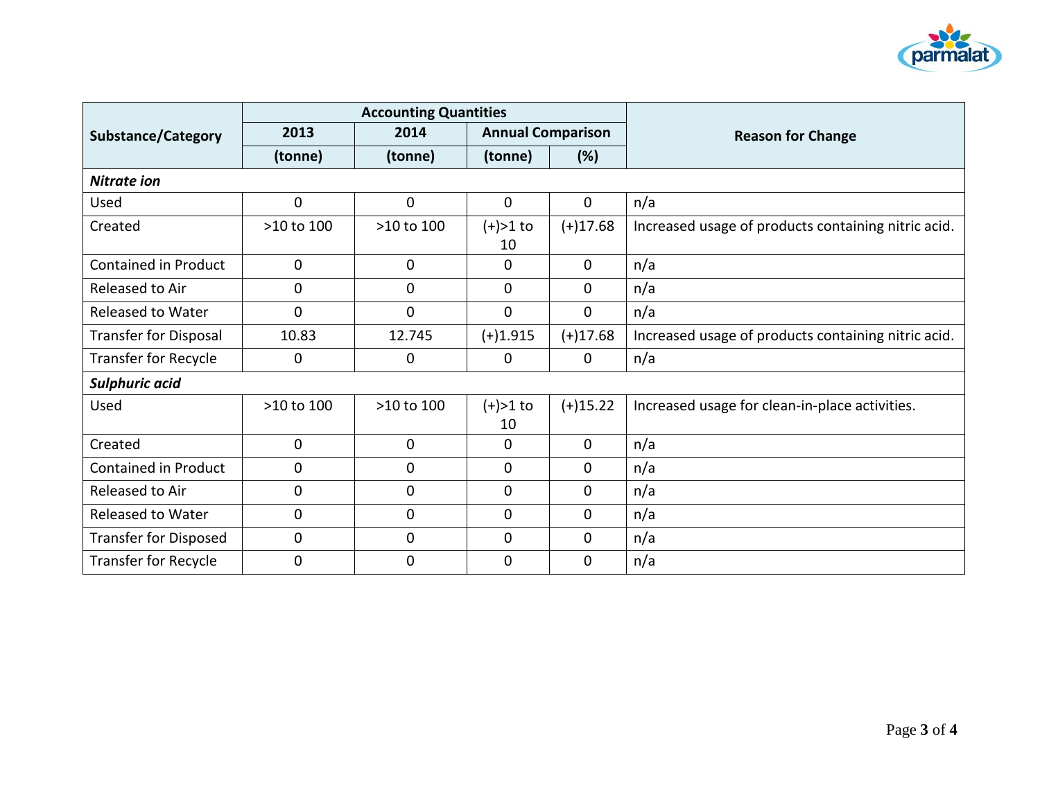| Substance/Category | Accounting Quantities | | | | Reason for Change |
|---|---|---|---|---|---|
| | 2013 | 2014 | Annual Comparison | | |
| | (tonne) | (tonne) | (tonne) | (%) | |
| ***Nitrate ion*** | | | | | |
| Used | 0 | 0 | 0 | 0 | n/a |
| Created | >10 to 100 | >10 to 100 | (+)>1 to 10 | (+)17.68 | Increased usage of products containing nitric acid. |
| Contained in Product | 0 | 0 | 0 | 0 | n/a |
| Released to Air | 0 | 0 | 0 | 0 | n/a |
| Released to Water | 0 | 0 | 0 | 0 | n/a |
| Transfer for Disposal | 10.83 | 12.745 | (+)1.915 | (+)17.68 | Increased usage of products containing nitric acid. |
| Transfer for Recycle | 0 | 0 | 0 | 0 | n/a |
| ***Sulphuric acid*** | | | | | |
| Used | >10 to 100 | >10 to 100 | (+)>1 to 10 | (+)15.22 | Increased usage for clean-in-place activities. |
| Created | 0 | 0 | 0 | 0 | n/a |
| Contained in Product | 0 | 0 | 0 | 0 | n/a |
| Released to Air | 0 | 0 | 0 | 0 | n/a |
| Released to Water | 0 | 0 | 0 | 0 | n/a |
| Transfer for Disposed | 0 | 0 | 0 | 0 | n/a |
| Transfer for Recycle | 0 | 0 | 0 | 0 | n/a |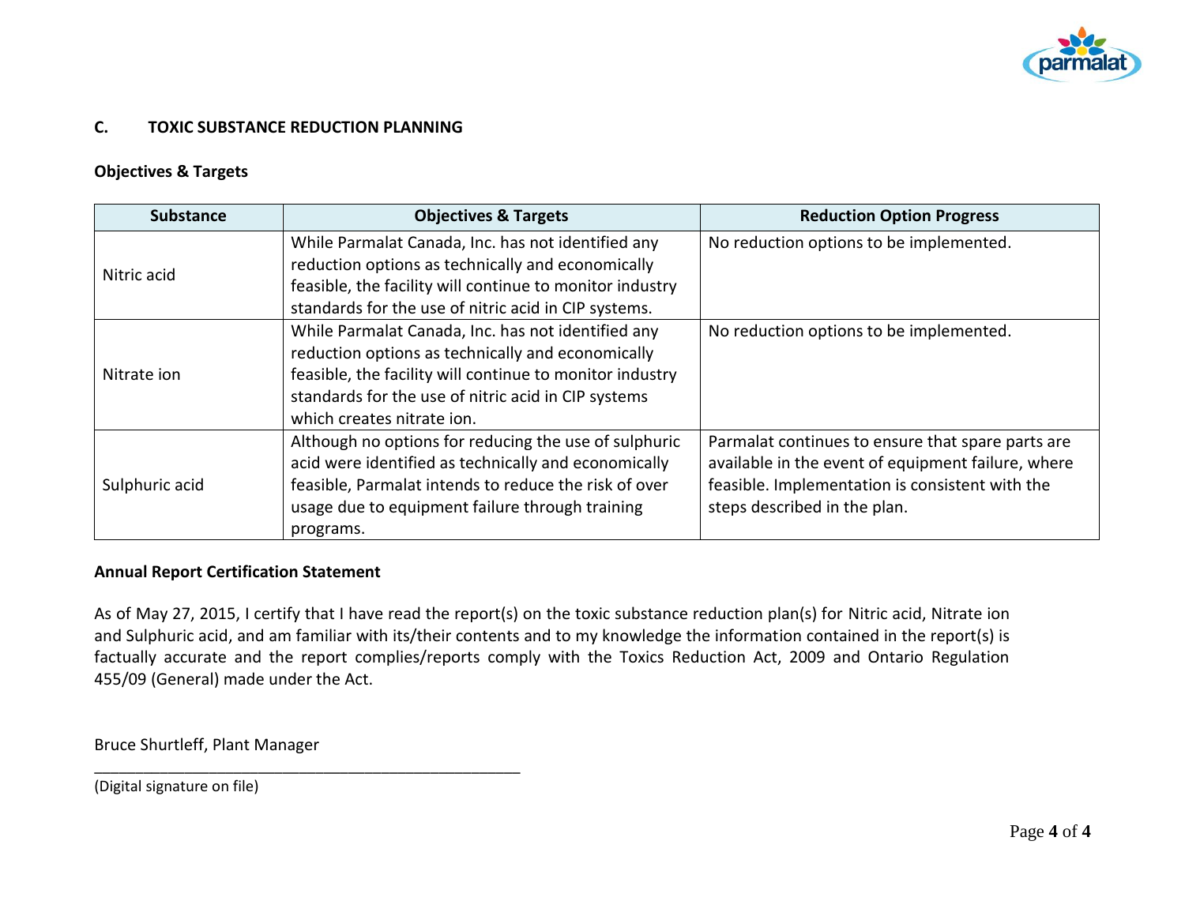## C. TOXIC SUBSTANCE REDUCTION PLANNING

### Objectives & Targets

| Substance | Objectives & Targets | Reduction Option Progress |
|---|---|---|
| Nitric acid | While Parmalat Canada, Inc. has not identified any reduction options as technically and economically feasible, the facility will continue to monitor industry standards for the use of nitric acid in CIP systems. | No reduction options to be implemented. |
| Nitrate ion | While Parmalat Canada, Inc. has not identified any reduction options as technically and economically feasible, the facility will continue to monitor industry standards for the use of nitric acid in CIP systems which creates nitrate ion. | No reduction options to be implemented. |
| Sulphuric acid | Although no options for reducing the use of sulphuric acid were identified as technically and economically feasible, Parmalat intends to reduce the risk of over usage due to equipment failure through training programs. | Parmalat continues to ensure that spare parts are available in the event of equipment failure, where feasible. Implementation is consistent with the steps described in the plan. |

### Annual Report Certification Statement

As of May 27, 2015, I certify that I have read the report(s) on the toxic substance reduction plan(s) for Nitric acid, Nitrate ion and Sulphuric acid, and am familiar with its/their contents and to my knowledge the information contained in the report(s) is factually accurate and the report complies/reports comply with the Toxics Reduction Act, 2009 and Ontario Regulation 455/09 (General) made under the Act.

Bruce Shurtleff, Plant Manager

___________________________________________________

(Digital signature on file)